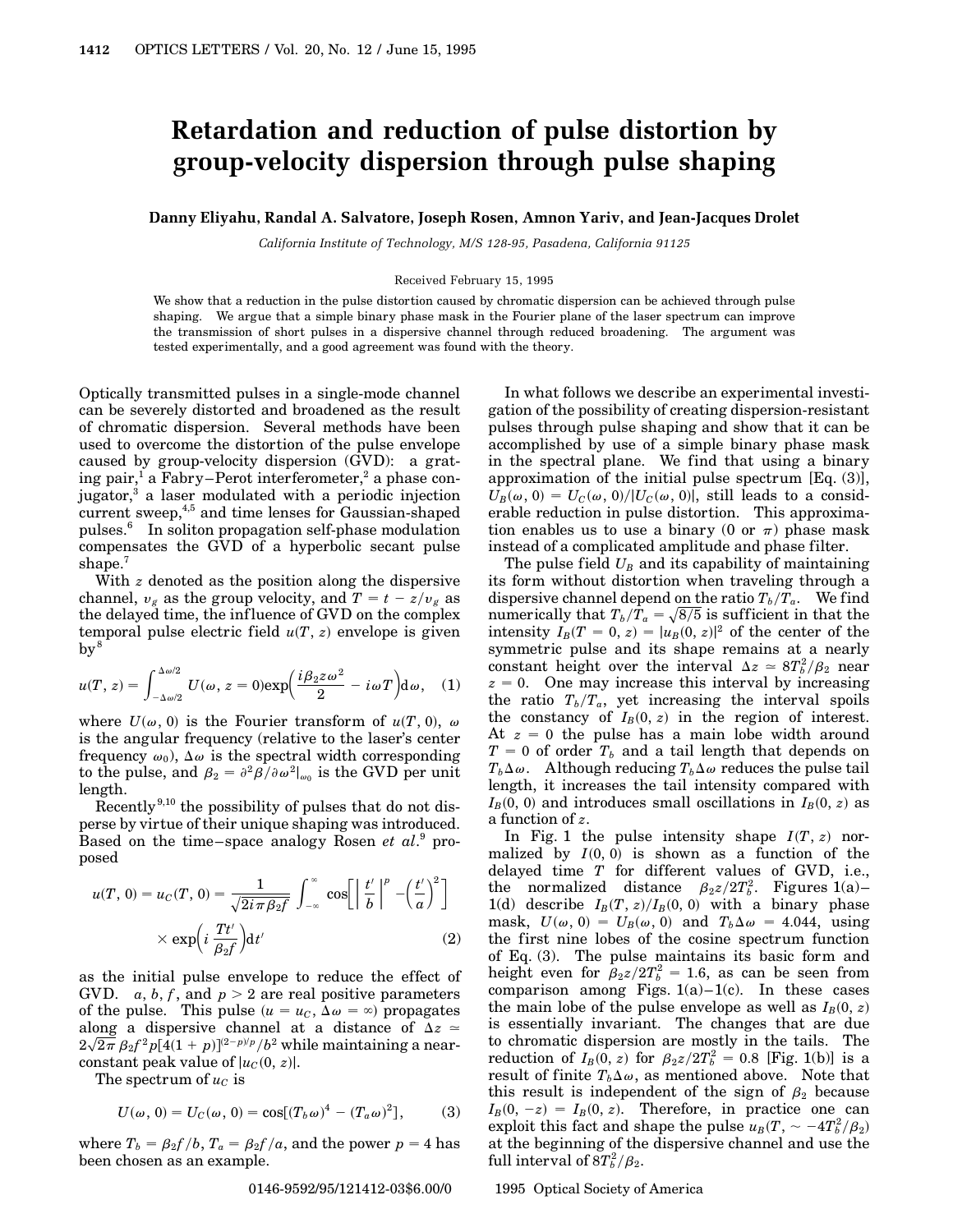# Retardation and reduction of pulse distortion by group-velocity dispersion through pulse shaping

**Danny Eliyahu, Randal A. Salvatore, Joseph Rosen, Amnon Yariv, and Jean-Jacques Drolet**

*California Institute of Technology, M/S 128-95, Pasadena, California 91125*

Received February 15, 1995

We show that a reduction in the pulse distortion caused by chromatic dispersion can be achieved through pulse shaping. We argue that a simple binary phase mask in the Fourier plane of the laser spectrum can improve the transmission of short pulses in a dispersive channel through reduced broadening. The argument was tested experimentally, and a good agreement was found with the theory.

Optically transmitted pulses in a single-mode channel can be severely distorted and broadened as the result of chromatic dispersion. Several methods have been used to overcome the distortion of the pulse envelope caused by group-velocity dispersion (GVD): a grating pair,[1] a Fabry–Perot interferometer,[2] a phase conjugator,[3] a laser modulated with a periodic injection current sweep,[4,5] and time lenses for Gaussian-shaped pulses.[6] In soliton propagation self-phase modulation compensates the GVD of a hyperbolic secant pulse shape.[7]

With $z$ denoted as the position along the dispersive channel, $v_g$ as the group velocity, and $T = t - z/v_g$ as the delayed time, the influence of GVD on the complex temporal pulse electric field $u(T, z)$ envelope is given by[8]

$$u(T, z) = \int_{-\Delta\omega/2}^{\Delta\omega/2} U(\omega, z = 0)\exp\left(\frac{i\beta_2 z\omega^2}{2} - i\omega T\right)\mathrm{d}\omega, \quad (1)$$

where $U(\omega, 0)$ is the Fourier transform of $u(T, 0)$, $\omega$ is the angular frequency (relative to the laser's center frequency $\omega_0$), $\Delta\omega$ is the spectral width corresponding to the pulse, and $\beta_2 = \partial^2\beta/\partial\omega^2|_{\omega_0}$ is the GVD per unit length.

Recently[9,10] the possibility of pulses that do not disperse by virtue of their unique shaping was introduced. Based on the time–space analogy Rosen *et al.*[9] proposed

$$u(T, 0) = u_C(T, 0) = \frac{1}{\sqrt{2i\pi\beta_2 f}}\int_{-\infty}^{\infty}\cos\left[\left|\frac{t'}{b}\right|^p - \left(\frac{t'}{a}\right)^2\right] \times \exp\left(i\frac{Tt'}{\beta_2 f}\right)\mathrm{d}t' \quad (2)$$

as the initial pulse envelope to reduce the effect of GVD. $a$, $b$, $f$, and $p > 2$ are real positive parameters of the pulse. This pulse ($u = u_C$, $\Delta\omega = \infty$) propagates along a dispersive channel at a distance of $\Delta z \simeq 2\sqrt{2\pi}\,\beta_2 f^2 p[4(1+p)]^{(2-p)/p}/b^2$ while maintaining a near-constant peak value of $|u_C(0, z)|$.

The spectrum of $u_C$ is

$$U(\omega, 0) = U_C(\omega, 0) = \cos[(T_b\omega)^4 - (T_a\omega)^2], \quad (3)$$

where $T_b = \beta_2 f/b$, $T_a = \beta_2 f/a$, and the power $p = 4$ has been chosen as an example.

In what follows we describe an experimental investigation of the possibility of creating dispersion-resistant pulses through pulse shaping and show that it can be accomplished by use of a simple binary phase mask in the spectral plane. We find that using a binary approximation of the initial pulse spectrum [Eq. (3)], $U_B(\omega, 0) = U_C(\omega, 0)/|U_C(\omega, 0)|$, still leads to a considerable reduction in pulse distortion. This approximation enables us to use a binary (0 or $\pi$) phase mask instead of a complicated amplitude and phase filter.

The pulse field $U_B$ and its capability of maintaining its form without distortion when traveling through a dispersive channel depend on the ratio $T_b/T_a$. We find numerically that $T_b/T_a = \sqrt{8/5}$ is sufficient in that the intensity $I_B(T = 0, z) = |u_B(0, z)|^2$ of the center of the symmetric pulse and its shape remains at a nearly constant height over the interval $\Delta z \simeq 8T_b^2/\beta_2$ near $z = 0$. One may increase this interval by increasing the ratio $T_b/T_a$, yet increasing the interval spoils the constancy of $I_B(0, z)$ in the region of interest. At $z = 0$ the pulse has a main lobe width around $T = 0$ of order $T_b$ and a tail length that depends on $T_b\Delta\omega$. Although reducing $T_b\Delta\omega$ reduces the pulse tail length, it increases the tail intensity compared with $I_B(0, 0)$ and introduces small oscillations in $I_B(0, z)$ as a function of $z$.

In Fig. 1 the pulse intensity shape $I(T, z)$ normalized by $I(0, 0)$ is shown as a function of the delayed time $T$ for different values of GVD, i.e., the normalized distance $\beta_2 z/2T_b^2$. Figures 1(a)–1(d) describe $I_B(T, z)/I_B(0, 0)$ with a binary phase mask, $U(\omega, 0) = U_B(\omega, 0)$ and $T_b\Delta\omega = 4.044$, using the first nine lobes of the cosine spectrum function of Eq. (3). The pulse maintains its basic form and height even for $\beta_2 z/2T_b^2 = 1.6$, as can be seen from comparison among Figs. 1(a)–1(c). In these cases the main lobe of the pulse envelope as well as $I_B(0, z)$ is essentially invariant. The changes that are due to chromatic dispersion are mostly in the tails. The reduction of $I_B(0, z)$ for $\beta_2 z/2T_b^2 = 0.8$ [Fig. 1(b)] is a result of finite $T_b\Delta\omega$, as mentioned above. Note that this result is independent of the sign of $\beta_2$ because $I_B(0, -z) = I_B(0, z)$. Therefore, in practice one can exploit this fact and shape the pulse $u_B(T, \sim -4T_b^2/\beta_2)$ at the beginning of the dispersive channel and use the full interval of $8T_b^2/\beta_2$.

0146-9592/95/121412-03$6.00/0 © 1995 Optical Society of America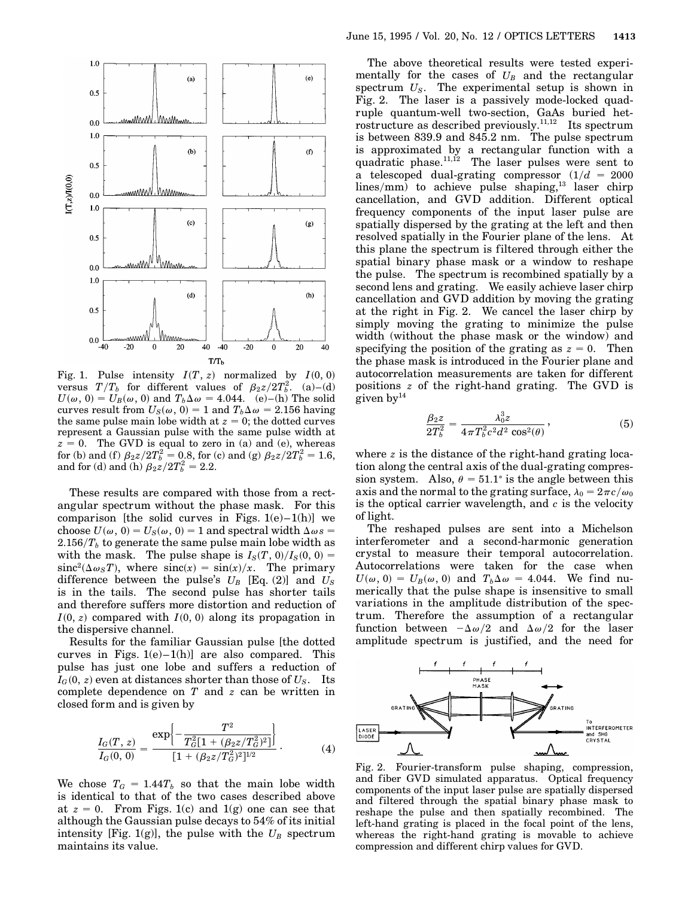Fig. 1. Pulse intensity $I(T, z)$ normalized by $I(0, 0)$ versus $T/T_b$ for different values of $\beta_2 z/2T_b^2$. (a)–(d) $U(\omega, 0) = U_B(\omega, 0)$ and $T_b\Delta\omega = 4.044$. (e)–(h) The solid curves result from $U_S(\omega, 0) = 1$ and $T_b\Delta\omega = 2.156$ having the same pulse main lobe width at $z = 0$; the dotted curves represent a Gaussian pulse with the same pulse width at $z = 0$. The GVD is equal to zero in (a) and (e), whereas for (b) and (f) $\beta_2 z/2T_b^2 = 0.8$, for (c) and (g) $\beta_2 z/2T_b^2 = 1.6$, and for (d) and (h) $\beta_2 z/2T_b^2 = 2.2$.

These results are compared with those from a rectangular spectrum without the phase mask. For this comparison [the solid curves in Figs. 1(e)–1(h)] we choose $U(\omega, 0) = U_S(\omega, 0) = 1$ and spectral width $\Delta\omega s = 2.156/T_b$ to generate the same pulse main lobe width as with the mask. The pulse shape is $I_S(T, 0)/I_S(0, 0) = \mathrm{sinc}^2(\Delta\omega_S T)$, where $\mathrm{sinc}(x) = \sin(x)/x$. The primary difference between the pulse's $U_B$ [Eq. (2)] and $U_S$ is in the tails. The second pulse has shorter tails and therefore suffers more distortion and reduction of $I(0, z)$ compared with $I(0, 0)$ along its propagation in the dispersive channel.

Results for the familiar Gaussian pulse [the dotted curves in Figs. 1(e)–1(h)] are also compared. This pulse has just one lobe and suffers a reduction of $I_G(0, z)$ even at distances shorter than those of $U_S$. Its complete dependence on $T$ and $z$ can be written in closed form and is given by

$$\frac{I_G(T, z)}{I_G(0, 0)} = \frac{\exp\left\{-\dfrac{T^2}{T_G^2[1 + (\beta_2 z/T_G^2)^2]}\right\}}{[1 + (\beta_2 z/T_G^2)^2]^{1/2}} . \tag{4}$$

We chose $T_G = 1.44T_b$ so that the main lobe width is identical to that of the two cases described above at $z = 0$. From Figs. 1(c) and 1(g) one can see that although the Gaussian pulse decays to 54% of its initial intensity [Fig. 1(g)], the pulse with the $U_B$ spectrum maintains its value.

The above theoretical results were tested experimentally for the cases of $U_B$ and the rectangular spectrum $U_S$. The experimental setup is shown in Fig. 2. The laser is a passively mode-locked quadruple quantum-well two-section, GaAs buried hetrostructure as described previously.[11,12] Its spectrum is between 839.9 and 845.2 nm. The pulse spectrum is approximated by a rectangular function with a quadratic phase.[11,12] The laser pulses were sent to a telescoped dual-grating compressor ($1/d = 2000$ lines/mm) to achieve pulse shaping,[13] laser chirp cancellation, and GVD addition. Different optical frequency components of the input laser pulse are spatially dispersed by the grating at the left and then resolved spatially in the Fourier plane of the lens. At this plane the spectrum is filtered through either the spatial binary phase mask or a window to reshape the pulse. The spectrum is recombined spatially by a second lens and grating. We easily achieve laser chirp cancellation and GVD addition by moving the grating at the right in Fig. 2. We cancel the laser chirp by simply moving the grating to minimize the pulse width (without the phase mask or the window) and specifying the position of the grating as $z = 0$. Then the phase mask is introduced in the Fourier plane and autocorrelation measurements are taken for different positions $z$ of the right-hand grating. The GVD is given by[14]

$$\frac{\beta_2 z}{2T_b^2} = \frac{\lambda_0^3 z}{4\pi T_b^2 c^2 d^2 \cos^2(\theta)} , \tag{5}$$

where $z$ is the distance of the right-hand grating location along the central axis of the dual-grating compression system. Also, $\theta = 51.1°$ is the angle between this axis and the normal to the grating surface, $\lambda_0 = 2\pi c/\omega_0$ is the optical carrier wavelength, and $c$ is the velocity of light.

The reshaped pulses are sent into a Michelson interferometer and a second-harmonic generation crystal to measure their temporal autocorrelation. Autocorrelations were taken for the case when $U(\omega, 0) = U_B(\omega, 0)$ and $T_b\Delta\omega = 4.044$. We find numerically that the pulse shape is insensitive to small variations in the amplitude distribution of the spectrum. Therefore the assumption of a rectangular function between $-\Delta\omega/2$ and $\Delta\omega/2$ for the laser amplitude spectrum is justified, and the need for

Fig. 2. Fourier-transform pulse shaping, compression, and fiber GVD simulated apparatus. Optical frequency components of the input laser pulse are spatially dispersed and filtered through the spatial binary phase mask to reshape the pulse and then spatially recombined. The left-hand grating is placed in the focal point of the lens, whereas the right-hand grating is movable to achieve compression and different chirp values for GVD.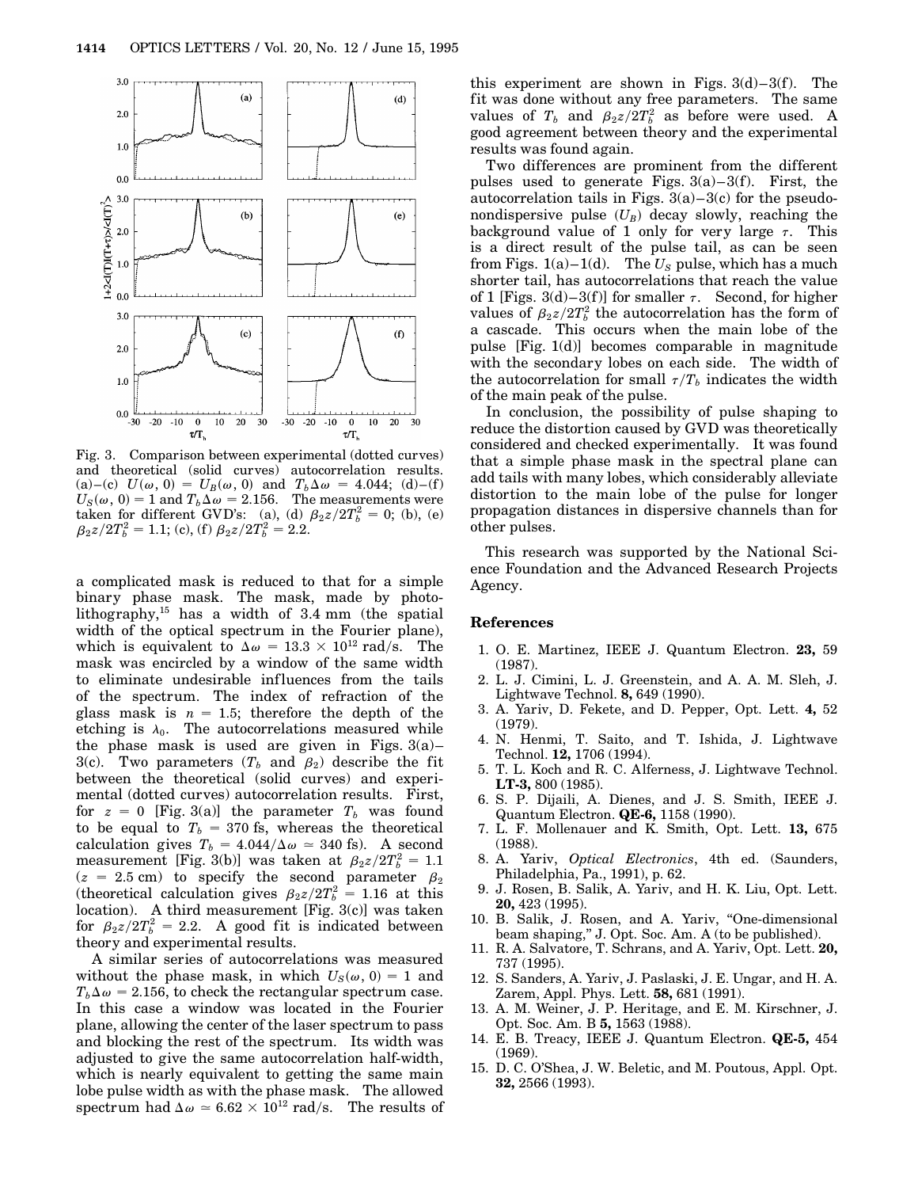3.0

(a)

(d)

2.0

1.0

0.0

3.0

(b)

(e)

2.0

1.0

0.0

3.0

(c)

(f)

2.0

1.0

0.0

-30 -20 -10 0 10 20 30

-30 -20 -10 0 10 20 30

$\tau/T_b$

$\tau/T_b$

$1+2\langle I(T)I(T+\tau)\rangle/\langle I(T)^2\rangle$

Fig. 3. Comparison between experimental (dotted curves) and theoretical (solid curves) autocorrelation results. (a)–(c) $U(\omega, 0) = U_B(\omega, 0)$ and $T_b\Delta\omega = 4.044$; (d)–(f) $U_S(\omega, 0) = 1$ and $T_b\Delta\omega = 2.156$. The measurements were taken for different GVD's: (a), (d) $\beta_2 z/2T_b^2 = 0$; (b), (e) $\beta_2 z/2T_b^2 = 1.1$; (c), (f) $\beta_2 z/2T_b^2 = 2.2$.

a complicated mask is reduced to that for a simple binary phase mask. The mask, made by photolithography,[15] has a width of 3.4 mm (the spatial width of the optical spectrum in the Fourier plane), which is equivalent to $\Delta\omega = 13.3 \times 10^{12}$ rad/s. The mask was encircled by a window of the same width to eliminate undesirable influences from the tails of the spectrum. The index of refraction of the glass mask is $n = 1.5$; therefore the depth of the etching is $\lambda_0$. The autocorrelations measured while the phase mask is used are given in Figs. 3(a)–3(c). Two parameters ($T_b$ and $\beta_2$) describe the fit between the theoretical (solid curves) and experimental (dotted curves) autocorrelation results. First, for $z = 0$ [Fig. 3(a)] the parameter $T_b$ was found to be equal to $T_b = 370$ fs, whereas the theoretical calculation gives $T_b = 4.044/\Delta\omega \simeq 340$ fs). A second measurement [Fig. 3(b)] was taken at $\beta_2 z/2T_b^2 = 1.1$ ($z = 2.5$ cm) to specify the second parameter $\beta_2$ (theoretical calculation gives $\beta_2 z/2T_b^2 = 1.16$ at this location). A third measurement [Fig. 3(c)] was taken for $\beta_2 z/2T_b^2 = 2.2$. A good fit is indicated between theory and experimental results.

A similar series of autocorrelations was measured without the phase mask, in which $U_S(\omega, 0) = 1$ and $T_b\Delta\omega = 2.156$, to check the rectangular spectrum case. In this case a window was located in the Fourier plane, allowing the center of the laser spectrum to pass and blocking the rest of the spectrum. Its width was adjusted to give the same autocorrelation half-width, which is nearly equivalent to getting the same main lobe pulse width as with the phase mask. The allowed spectrum had $\Delta\omega \simeq 6.62 \times 10^{12}$ rad/s. The results of this experiment are shown in Figs. 3(d)–3(f). The fit was done without any free parameters. The same values of $T_b$ and $\beta_2 z/2T_b^2$ as before were used. A good agreement between theory and the experimental results was found again.

Two differences are prominent from the different pulses used to generate Figs. 3(a)–3(f). First, the autocorrelation tails in Figs. 3(a)–3(c) for the pseudo-nondispersive pulse ($U_B$) decay slowly, reaching the background value of 1 only for very large $\tau$. This is a direct result of the pulse tail, as can be seen from Figs. 1(a)–1(d). The $U_S$ pulse, which has a much shorter tail, has autocorrelations that reach the value of 1 [Figs. 3(d)–3(f)] for smaller $\tau$. Second, for higher values of $\beta_2 z/2T_b^2$ the autocorrelation has the form of a cascade. This occurs when the main lobe of the pulse [Fig. 1(d)] becomes comparable in magnitude with the secondary lobes on each side. The width of the autocorrelation for small $\tau/T_b$ indicates the width of the main peak of the pulse.

In conclusion, the possibility of pulse shaping to reduce the distortion caused by GVD was theoretically considered and checked experimentally. It was found that a simple phase mask in the spectral plane can add tails with many lobes, which considerably alleviate distortion to the main lobe of the pulse for longer propagation distances in dispersive channels than for other pulses.

This research was supported by the National Science Foundation and the Advanced Research Projects Agency.

## References

1. O. E. Martinez, IEEE J. Quantum Electron. **23,** 59 (1987).
2. L. J. Cimini, L. J. Greenstein, and A. A. M. Sleh, J. Lightwave Technol. **8,** 649 (1990).
3. A. Yariv, D. Fekete, and D. Pepper, Opt. Lett. **4,** 52 (1979).
4. N. Henmi, T. Saito, and T. Ishida, J. Lightwave Technol. **12,** 1706 (1994).
5. T. L. Koch and R. C. Alferness, J. Lightwave Technol. **LT-3,** 800 (1985).
6. S. P. Dijaili, A. Dienes, and J. S. Smith, IEEE J. Quantum Electron. **QE-6,** 1158 (1990).
7. L. F. Mollenauer and K. Smith, Opt. Lett. **13,** 675 (1988).
8. A. Yariv, *Optical Electronics*, 4th ed. (Saunders, Philadelphia, Pa., 1991), p. 62.
9. J. Rosen, B. Salik, A. Yariv, and H. K. Liu, Opt. Lett. **20,** 423 (1995).
10. B. Salik, J. Rosen, and A. Yariv, "One-dimensional beam shaping," J. Opt. Soc. Am. A (to be published).
11. R. A. Salvatore, T. Schrans, and A. Yariv, Opt. Lett. **20,** 737 (1995).
12. S. Sanders, A. Yariv, J. Paslaski, J. E. Ungar, and H. A. Zarem, Appl. Phys. Lett. **58,** 681 (1991).
13. A. M. Weiner, J. P. Heritage, and E. M. Kirschner, J. Opt. Soc. Am. B **5,** 1563 (1988).
14. E. B. Treacy, IEEE J. Quantum Electron. **QE-5,** 454 (1969).
15. D. C. O'Shea, J. W. Beletic, and M. Poutous, Appl. Opt. **32,** 2566 (1993).